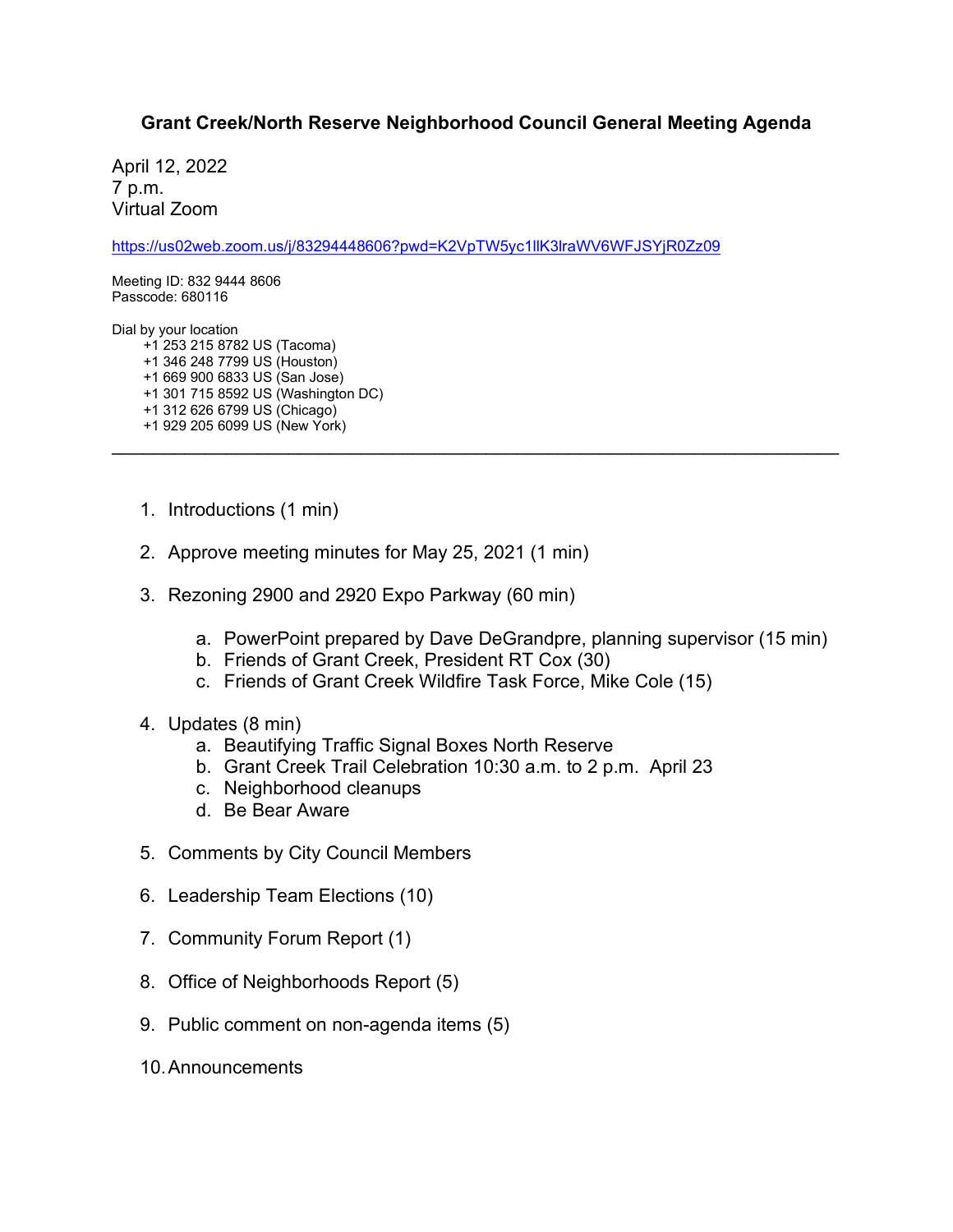# Grant Creek/North Reserve Neighborhood Council General Meeting Agenda

April 12, 2022
7 p.m.
Virtual Zoom

https://us02web.zoom.us/j/83294448606?pwd=K2VpTW5yc1llK3lraWV6WFJSYjR0Zz09

Meeting ID: 832 9444 8606
Passcode: 680116

Dial by your location
- +1 253 215 8782 US (Tacoma)
- +1 346 248 7799 US (Houston)
- +1 669 900 6833 US (San Jose)
- +1 301 715 8592 US (Washington DC)
- +1 312 626 6799 US (Chicago)
- +1 929 205 6099 US (New York)

---

1. Introductions (1 min)
2. Approve meeting minutes for May 25, 2021 (1 min)
3. Rezoning 2900 and 2920 Expo Parkway (60 min)
    a. PowerPoint prepared by Dave DeGrandpre, planning supervisor (15 min)
    b. Friends of Grant Creek, President RT Cox (30)
    c. Friends of Grant Creek Wildfire Task Force, Mike Cole (15)
4. Updates (8 min)
    a. Beautifying Traffic Signal Boxes North Reserve
    b. Grant Creek Trail Celebration 10:30 a.m. to 2 p.m. April 23
    c. Neighborhood cleanups
    d. Be Bear Aware
5. Comments by City Council Members
6. Leadership Team Elections (10)
7. Community Forum Report (1)
8. Office of Neighborhoods Report (5)
9. Public comment on non-agenda items (5)
10. Announcements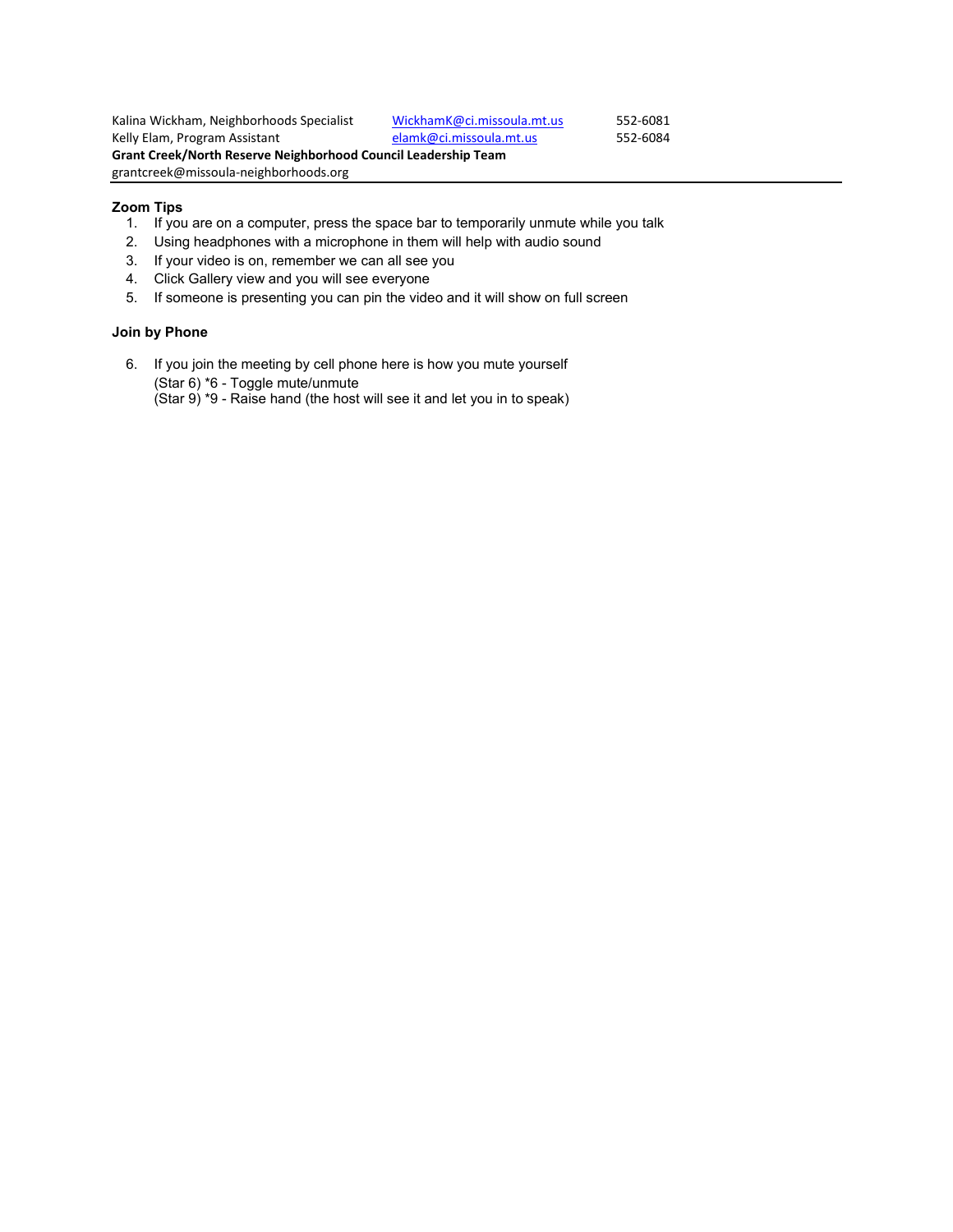Kalina Wickham, Neighborhoods Specialist    WickhamK@ci.missoula.mt.us    552-6081
Kelly Elam, Program Assistant    elamk@ci.missoula.mt.us    552-6084
**Grant Creek/North Reserve Neighborhood Council Leadership Team**
grantcreek@missoula-neighborhoods.org

---

**Zoom Tips**

1. If you are on a computer, press the space bar to temporarily unmute while you talk
2. Using headphones with a microphone in them will help with audio sound
3. If your video is on, remember we can all see you
4. Click Gallery view and you will see everyone
5. If someone is presenting you can pin the video and it will show on full screen

**Join by Phone**

6. If you join the meeting by cell phone here is how you mute yourself
   (Star 6) *6 - Toggle mute/unmute
   (Star 9) *9 - Raise hand (the host will see it and let you in to speak)